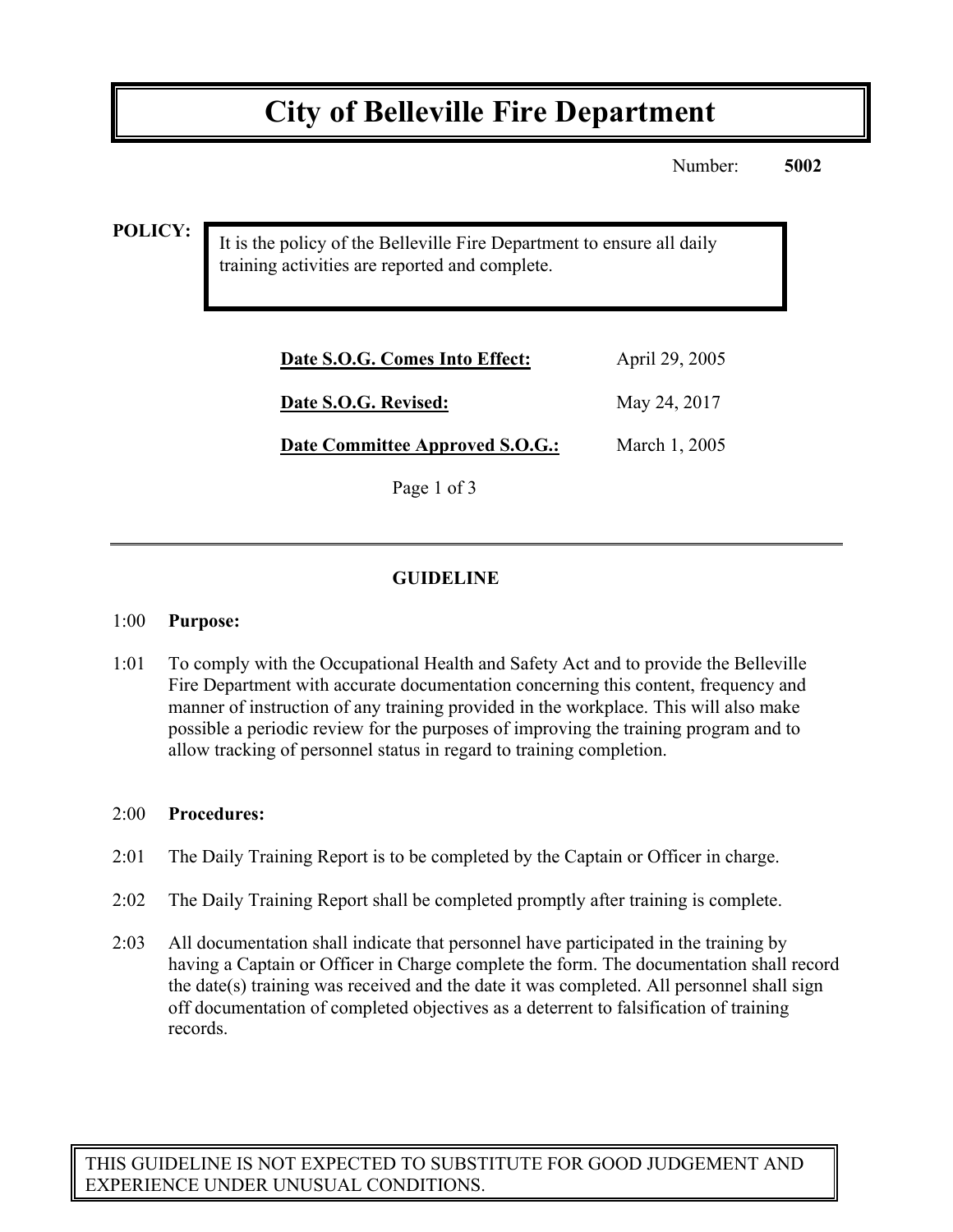# City of Belleville Fire Department

Number: **5002**

**POLICY:**

It is the policy of the Belleville Fire Department to ensure all daily training activities are reported and complete.

| | |
|---|---|
| **Date S.O.G. Comes Into Effect:** | April 29, 2005 |
| **Date S.O.G. Revised:** | May 24, 2017 |
| **Date Committee Approved S.O.G.:** | March 1, 2005 |

---

## GUIDELINE

1:00 **Purpose:**

1:01 To comply with the Occupational Health and Safety Act and to provide the Belleville Fire Department with accurate documentation concerning this content, frequency and manner of instruction of any training provided in the workplace. This will also make possible a periodic review for the purposes of improving the training program and to allow tracking of personnel status in regard to training completion.

2:00 **Procedures:**

2:01 The Daily Training Report is to be completed by the Captain or Officer in charge.

2:02 The Daily Training Report shall be completed promptly after training is complete.

2:03 All documentation shall indicate that personnel have participated in the training by having a Captain or Officer in Charge complete the form. The documentation shall record the date(s) training was received and the date it was completed. All personnel shall sign off documentation of completed objectives as a deterrent to falsification of training records.

THIS GUIDELINE IS NOT EXPECTED TO SUBSTITUTE FOR GOOD JUDGEMENT AND EXPERIENCE UNDER UNUSUAL CONDITIONS.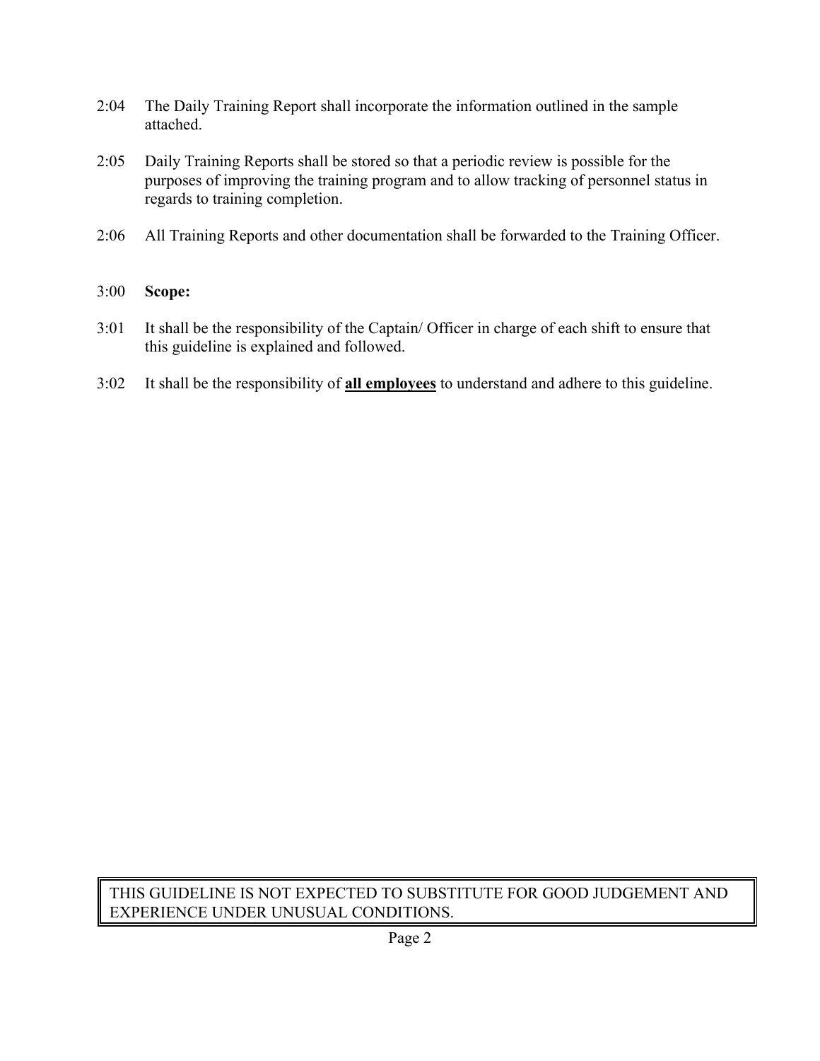2:04 The Daily Training Report shall incorporate the information outlined in the sample attached.

2:05 Daily Training Reports shall be stored so that a periodic review is possible for the purposes of improving the training program and to allow tracking of personnel status in regards to training completion.

2:06 All Training Reports and other documentation shall be forwarded to the Training Officer.

3:00 **Scope:**

3:01 It shall be the responsibility of the Captain/ Officer in charge of each shift to ensure that this guideline is explained and followed.

3:02 It shall be the responsibility of **all employees** to understand and adhere to this guideline.

THIS GUIDELINE IS NOT EXPECTED TO SUBSTITUTE FOR GOOD JUDGEMENT AND EXPERIENCE UNDER UNUSUAL CONDITIONS.